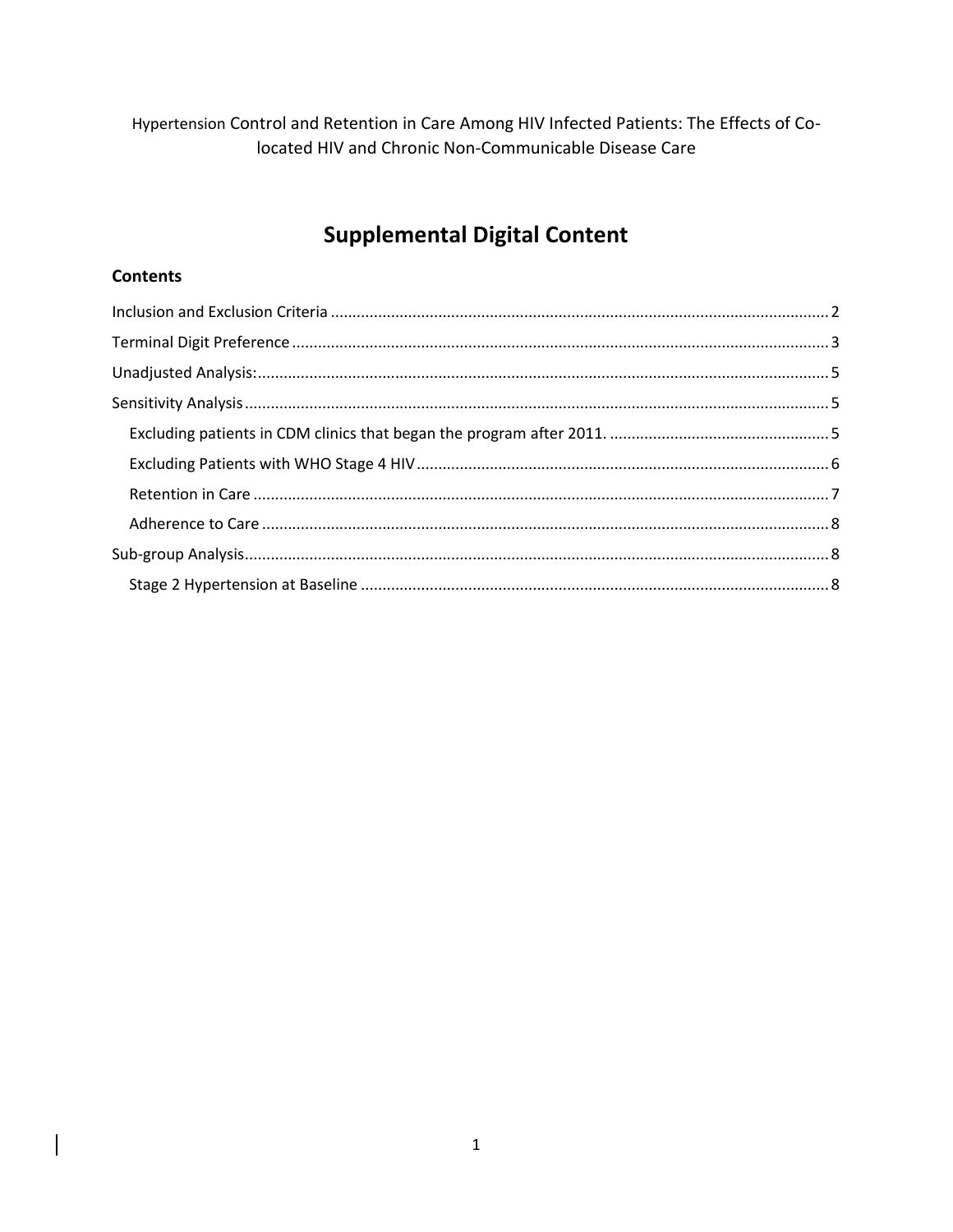Hypertension Control and Retention in Care Among HIV Infected Patients: The Effects of Co-located HIV and Chronic Non-Communicable Disease Care

# Supplemental Digital Content

## Contents

Inclusion and Exclusion Criteria ........ 2

Terminal Digit Preference ........ 3

Unadjusted Analysis: ........ 5

Sensitivity Analysis ........ 5

- Excluding patients in CDM clinics that began the program after 2011. ........ 5
- Excluding Patients with WHO Stage 4 HIV ........ 6
- Retention in Care ........ 7
- Adherence to Care ........ 8

Sub-group Analysis ........ 8

- Stage 2 Hypertension at Baseline ........ 8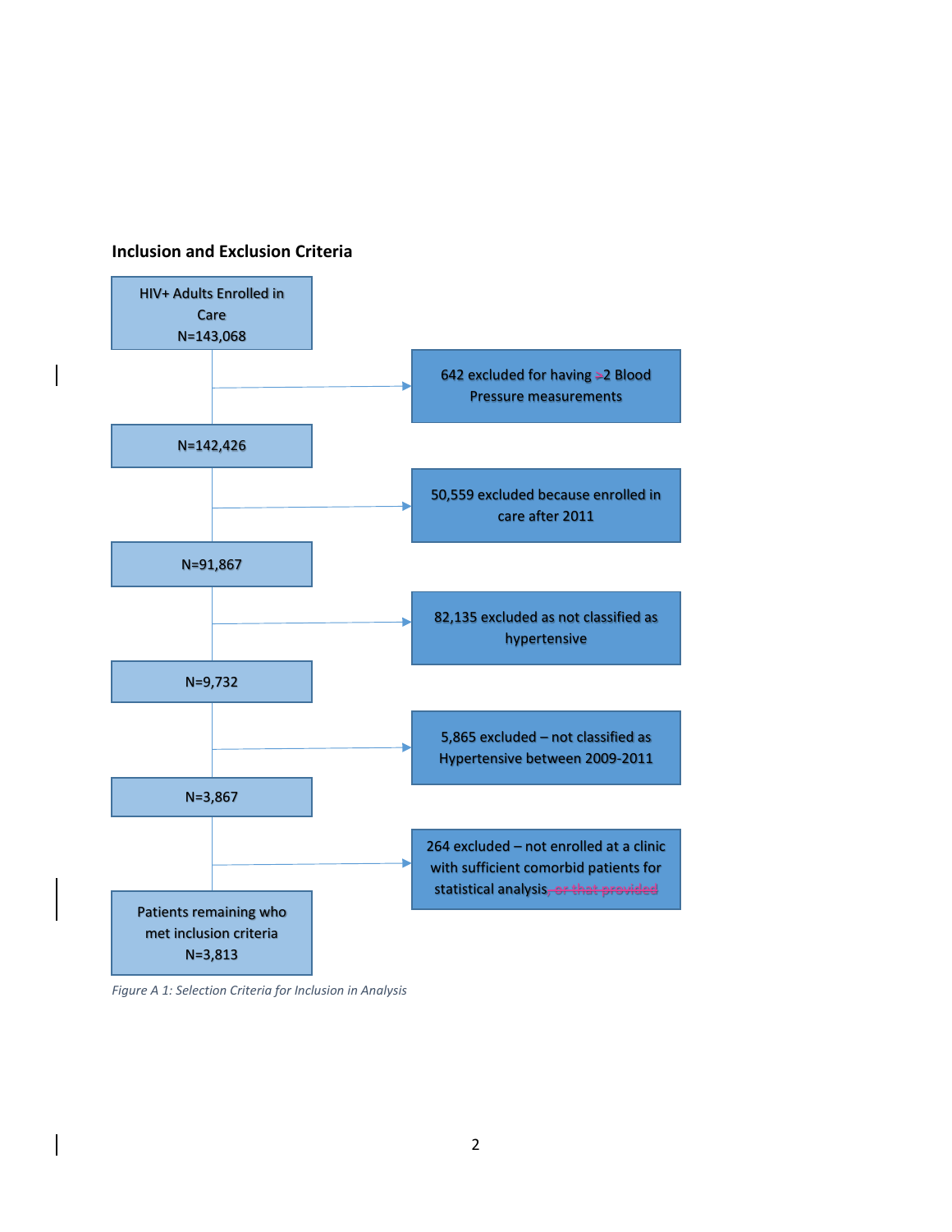## Inclusion and Exclusion Criteria

HIV+ Adults Enrolled in Care
N=143,068

→ 642 excluded for having <2 Blood Pressure measurements

N=142,426

→ 50,559 excluded because enrolled in care after 2011

N=91,867

→ 82,135 excluded as not classified as hypertensive

N=9,732

→ 5,865 excluded – not classified as Hypertensive between 2009-2011

N=3,867

→ 264 excluded – not enrolled at a clinic with sufficient comorbid patients for statistical analysis~~, or that provided~~

Patients remaining who met inclusion criteria
N=3,813

*Figure A 1: Selection Criteria for Inclusion in Analysis*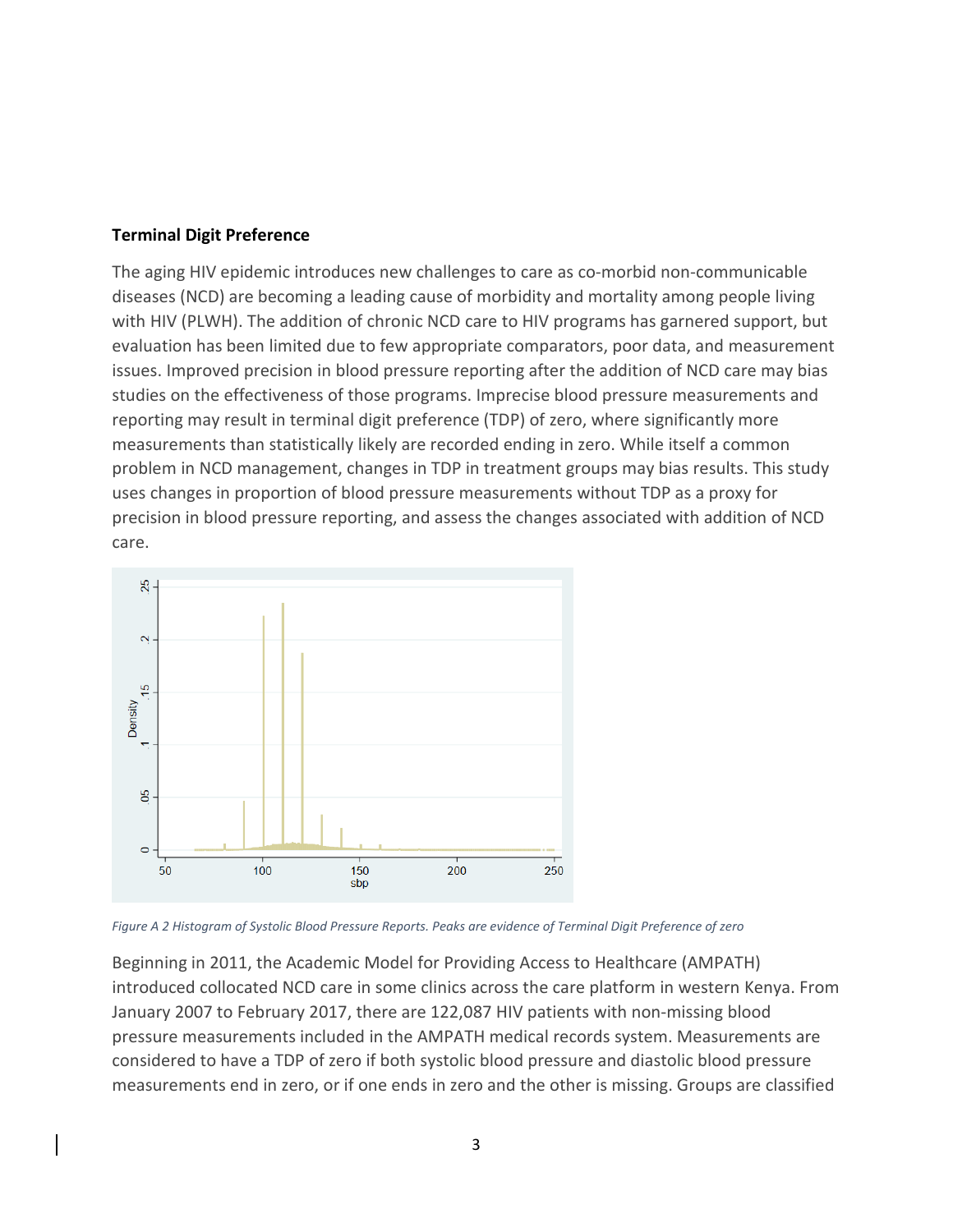### Terminal Digit Preference

The aging HIV epidemic introduces new challenges to care as co-morbid non-communicable diseases (NCD) are becoming a leading cause of morbidity and mortality among people living with HIV (PLWH). The addition of chronic NCD care to HIV programs has garnered support, but evaluation has been limited due to few appropriate comparators, poor data, and measurement issues. Improved precision in blood pressure reporting after the addition of NCD care may bias studies on the effectiveness of those programs. Imprecise blood pressure measurements and reporting may result in terminal digit preference (TDP) of zero, where significantly more measurements than statistically likely are recorded ending in zero. While itself a common problem in NCD management, changes in TDP in treatment groups may bias results. This study uses changes in proportion of blood pressure measurements without TDP as a proxy for precision in blood pressure reporting, and assess the changes associated with addition of NCD care.

*Figure A 2 Histogram of Systolic Blood Pressure Reports. Peaks are evidence of Terminal Digit Preference of zero*

Beginning in 2011, the Academic Model for Providing Access to Healthcare (AMPATH) introduced collocated NCD care in some clinics across the care platform in western Kenya. From January 2007 to February 2017, there are 122,087 HIV patients with non-missing blood pressure measurements included in the AMPATH medical records system. Measurements are considered to have a TDP of zero if both systolic blood pressure and diastolic blood pressure measurements end in zero, or if one ends in zero and the other is missing. Groups are classified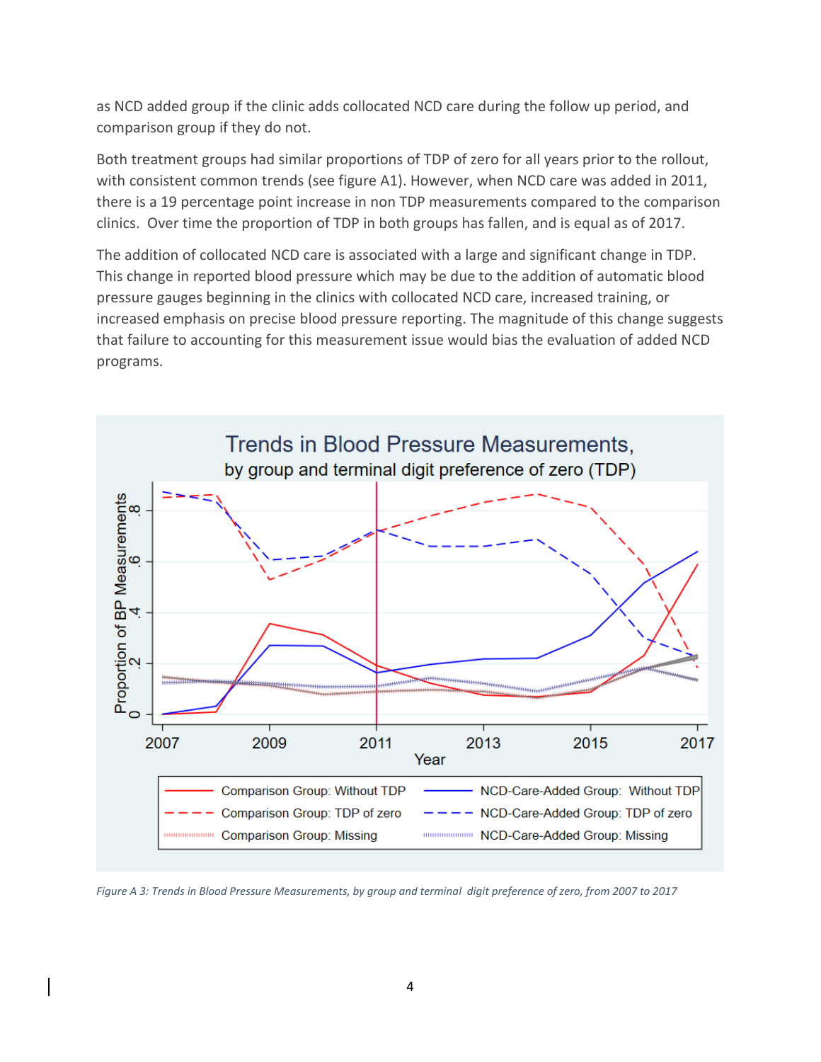as NCD added group if the clinic adds collocated NCD care during the follow up period, and comparison group if they do not.

Both treatment groups had similar proportions of TDP of zero for all years prior to the rollout, with consistent common trends (see figure A1). However, when NCD care was added in 2011, there is a 19 percentage point increase in non TDP measurements compared to the comparison clinics. Over time the proportion of TDP in both groups has fallen, and is equal as of 2017.

The addition of collocated NCD care is associated with a large and significant change in TDP. This change in reported blood pressure which may be due to the addition of automatic blood pressure gauges beginning in the clinics with collocated NCD care, increased training, or increased emphasis on precise blood pressure reporting. The magnitude of this change suggests that failure to accounting for this measurement issue would bias the evaluation of added NCD programs.

*Figure A 3: Trends in Blood Pressure Measurements, by group and terminal digit preference of zero, from 2007 to 2017*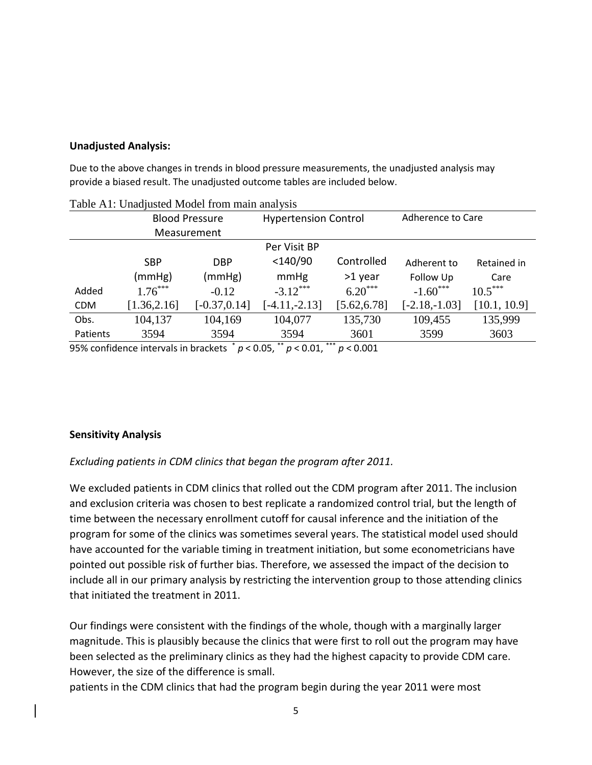**Unadjusted Analysis:**

Due to the above changes in trends in blood pressure measurements, the unadjusted analysis may provide a biased result. The unadjusted outcome tables are included below.

Table A1: Unadjusted Model from main analysis

| | Blood Pressure Measurement | | Hypertension Control | | Adherence to Care | |
|---|---|---|---|---|---|---|
| | SBP (mmHg) | DBP (mmHg) | Per Visit BP <140/90 mmHg | Controlled >1 year | Adherent to Follow Up | Retained in Care |
| Added CDM | $1.76^{***}$ [1.36,2.16] | -0.12 [-0.37,0.14] | $-3.12^{***}$ [-4.11,-2.13] | $6.20^{***}$ [5.62,6.78] | $-1.60^{***}$ [-2.18,-1.03] | $10.5^{***}$ [10.1, 10.9] |
| Obs. | 104,137 | 104,169 | 104,077 | 135,730 | 109,455 | 135,999 |
| Patients | 3594 | 3594 | 3594 | 3601 | 3599 | 3603 |

95% confidence intervals in brackets $^{*}$ $p < 0.05$, $^{**}$ $p < 0.01$, $^{***}$ $p < 0.001$

**Sensitivity Analysis**

*Excluding patients in CDM clinics that began the program after 2011.*

We excluded patients in CDM clinics that rolled out the CDM program after 2011. The inclusion and exclusion criteria was chosen to best replicate a randomized control trial, but the length of time between the necessary enrollment cutoff for causal inference and the initiation of the program for some of the clinics was sometimes several years. The statistical model used should have accounted for the variable timing in treatment initiation, but some econometricians have pointed out possible risk of further bias. Therefore, we assessed the impact of the decision to include all in our primary analysis by restricting the intervention group to those attending clinics that initiated the treatment in 2011.

Our findings were consistent with the findings of the whole, though with a marginally larger magnitude. This is plausibly because the clinics that were first to roll out the program may have been selected as the preliminary clinics as they had the highest capacity to provide CDM care. However, the size of the difference is small.

patients in the CDM clinics that had the program begin during the year 2011 were most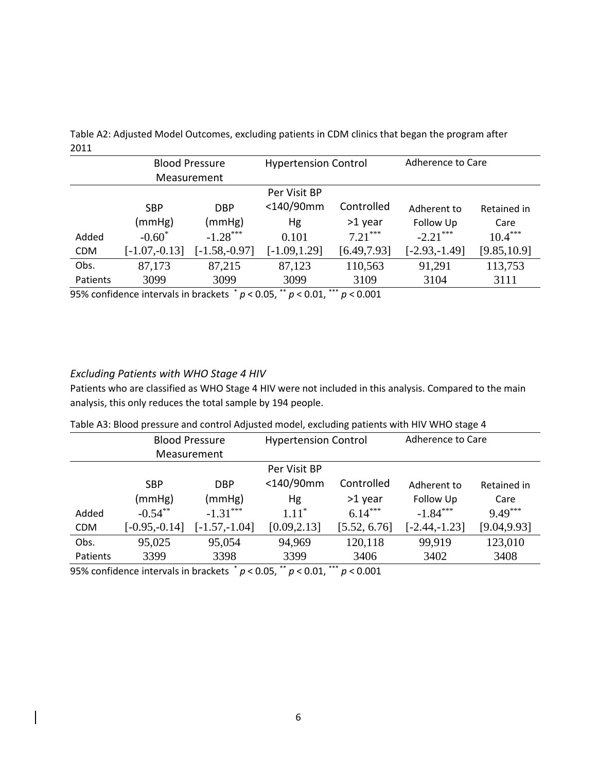Table A2: Adjusted Model Outcomes, excluding patients in CDM clinics that began the program after 2011

| | Blood Pressure Measurement | | Hypertension Control | | Adherence to Care | |
|---|---|---|---|---|---|---|
| | SBP (mmHg) | DBP (mmHg) | Per Visit BP <140/90mm Hg | Controlled >1 year | Adherent to Follow Up | Retained in Care |
| Added CDM | $-0.60^{*}$ [-1.07,-0.13] | $-1.28^{***}$ [-1.58,-0.97] | 0.101 [-1.09,1.29] | $7.21^{***}$ [6.49,7.93] | $-2.21^{***}$ [-2.93,-1.49] | $10.4^{***}$ [9.85,10.9] |
| Obs. | 87,173 | 87,215 | 87,123 | 110,563 | 91,291 | 113,753 |
| Patients | 3099 | 3099 | 3099 | 3109 | 3104 | 3111 |

95% confidence intervals in brackets $^{*}$ $p < 0.05$, $^{**}$ $p < 0.01$, $^{***}$ $p < 0.001$

### *Excluding Patients with WHO Stage 4 HIV*

Patients who are classified as WHO Stage 4 HIV were not included in this analysis. Compared to the main analysis, this only reduces the total sample by 194 people.

Table A3: Blood pressure and control Adjusted model, excluding patients with HIV WHO stage 4

| | Blood Pressure Measurement | | Hypertension Control | | Adherence to Care | |
|---|---|---|---|---|---|---|
| | SBP (mmHg) | DBP (mmHg) | Per Visit BP <140/90mm Hg | Controlled >1 year | Adherent to Follow Up | Retained in Care |
| Added CDM | $-0.54^{**}$ [-0.95,-0.14] | $-1.31^{***}$ [-1.57,-1.04] | $1.11^{*}$ [0.09,2.13] | $6.14^{***}$ [5.52, 6.76] | $-1.84^{***}$ [-2.44,-1.23] | $9.49^{***}$ [9.04,9.93] |
| Obs. | 95,025 | 95,054 | 94,969 | 120,118 | 99,919 | 123,010 |
| Patients | 3399 | 3398 | 3399 | 3406 | 3402 | 3408 |

95% confidence intervals in brackets $^{*}$ $p < 0.05$, $^{**}$ $p < 0.01$, $^{***}$ $p < 0.001$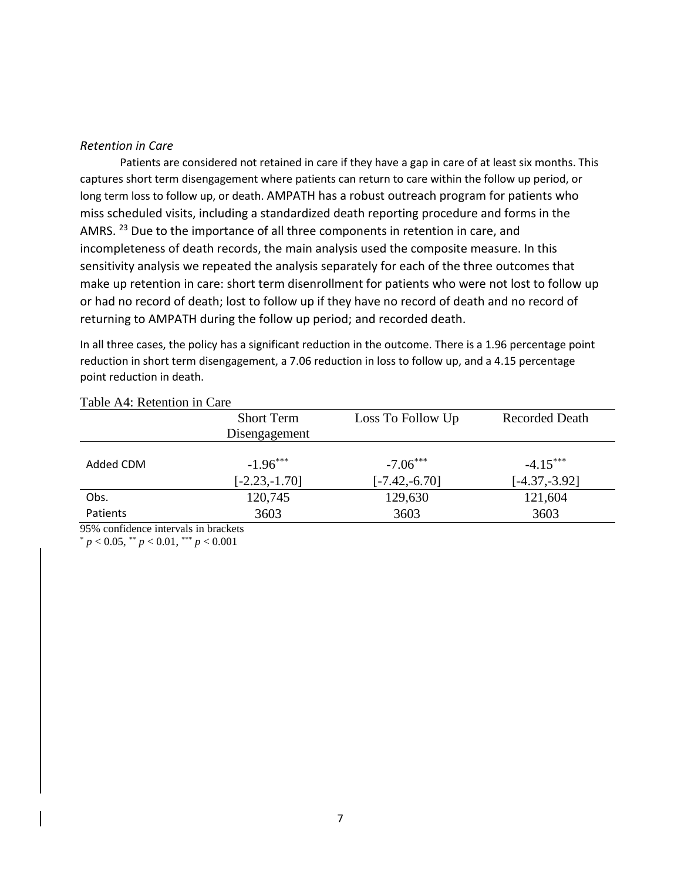*Retention in Care*

Patients are considered not retained in care if they have a gap in care of at least six months. This captures short term disengagement where patients can return to care within the follow up period, or long term loss to follow up, or death. AMPATH has a robust outreach program for patients who miss scheduled visits, including a standardized death reporting procedure and forms in the AMRS. [23] Due to the importance of all three components in retention in care, and incompleteness of death records, the main analysis used the composite measure. In this sensitivity analysis we repeated the analysis separately for each of the three outcomes that make up retention in care: short term disenrollment for patients who were not lost to follow up or had no record of death; lost to follow up if they have no record of death and no record of returning to AMPATH during the follow up period; and recorded death.

In all three cases, the policy has a significant reduction in the outcome. There is a 1.96 percentage point reduction in short term disengagement, a 7.06 reduction in loss to follow up, and a 4.15 percentage point reduction in death.

Table A4: Retention in Care

| | Short Term Disengagement | Loss To Follow Up | Recorded Death |
|---|---|---|---|
| Added CDM | $-1.96^{***}$ | $-7.06^{***}$ | $-4.15^{***}$ |
| | [-2.23,-1.70] | [-7.42,-6.70] | [-4.37,-3.92] |
| Obs. | 120,745 | 129,630 | 121,604 |
| Patients | 3603 | 3603 | 3603 |

95% confidence intervals in brackets

$^{*}$ $p < 0.05$, $^{**}$ $p < 0.01$, $^{***}$ $p < 0.001$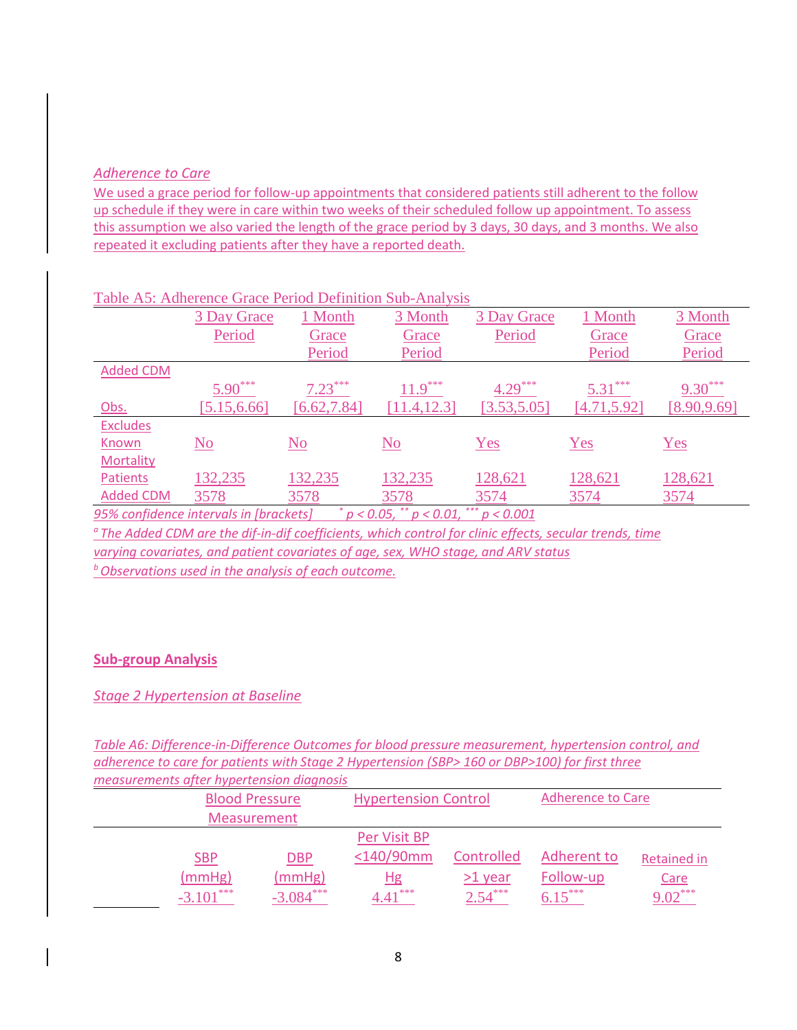*Adherence to Care*

We used a grace period for follow-up appointments that considered patients still adherent to the follow up schedule if they were in care within two weeks of their scheduled follow up appointment. To assess this assumption we also varied the length of the grace period by 3 days, 30 days, and 3 months. We also repeated it excluding patients after they have a reported death.

Table A5: Adherence Grace Period Definition Sub-Analysis

| | 3 Day Grace Period | 1 Month Grace Period | 3 Month Grace Period | 3 Day Grace Period | 1 Month Grace Period | 3 Month Grace Period |
|---|---|---|---|---|---|---|
| Added CDM | $5.90^{***}$ | $7.23^{***}$ | $11.9^{***}$ | $4.29^{***}$ | $5.31^{***}$ | $9.30^{***}$ |
| Obs. | [5.15,6.66] | [6.62,7.84] | [11.4,12.3] | [3.53,5.05] | [4.71,5.92] | [8.90,9.69] |
| Excludes Known Mortality | No | No | No | Yes | Yes | Yes |
| Patients | 132,235 | 132,235 | 132,235 | 128,621 | 128,621 | 128,621 |
| Added CDM | 3578 | 3578 | 3578 | 3574 | 3574 | 3574 |

*95% confidence intervals in [brackets]* $^{*}p < 0.05$, $^{**}p < 0.01$, $^{***}p < 0.001$

[a] *The Added CDM are the dif-in-dif coefficients, which control for clinic effects, secular trends, time varying covariates, and patient covariates of age, sex, WHO stage, and ARV status*

[b] *Observations used in the analysis of each outcome.*

## Sub-group Analysis

### *Stage 2 Hypertension at Baseline*

*Table A6: Difference-in-Difference Outcomes for blood pressure measurement, hypertension control, and adherence to care for patients with Stage 2 Hypertension (SBP> 160 or DBP>100) for first three measurements after hypertension diagnosis*

| | Blood Pressure Measurement | | Hypertension Control | | Adherence to Care | |
|---|---|---|---|---|---|---|
| | SBP (mmHg) | DBP (mmHg) | Per Visit BP <140/90mm Hg | Controlled >1 year | Adherent to Follow-up | Retained in Care |
| | $-3.101^{***}$ | $-3.084^{***}$ | $4.41^{***}$ | $2.54^{***}$ | $6.15^{***}$ | $9.02^{***}$ |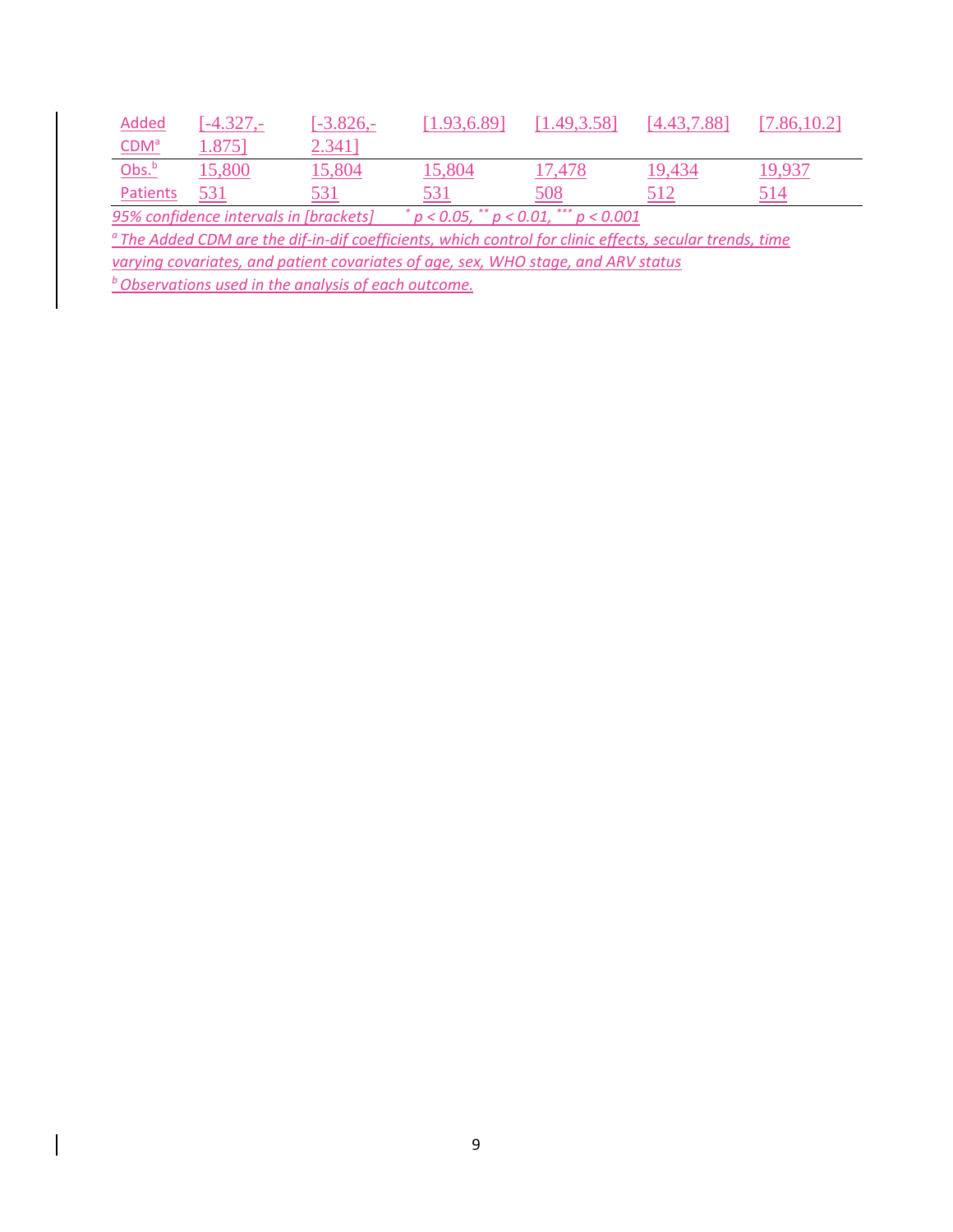| | | | | | | |
|---|---|---|---|---|---|---|
| Added CDM[a] | [-4.327,-1.875] | [-3.826,-2.341] | [1.93,6.89] | [1.49,3.58] | [4.43,7.88] | [7.86,10.2] |
| Obs.[b] | 15,800 | 15,804 | 15,804 | 17,478 | 19,434 | 19,937 |
| Patients | 531 | 531 | 531 | 508 | 512 | 514 |

*95% confidence intervals in [brackets]* &nbsp;&nbsp;&nbsp; * $p < 0.05$, ** $p < 0.01$, *** $p < 0.001$

*[a] The Added CDM are the dif-in-dif coefficients, which control for clinic effects, secular trends, time varying covariates, and patient covariates of age, sex, WHO stage, and ARV status*

*[b] Observations used in the analysis of each outcome.*